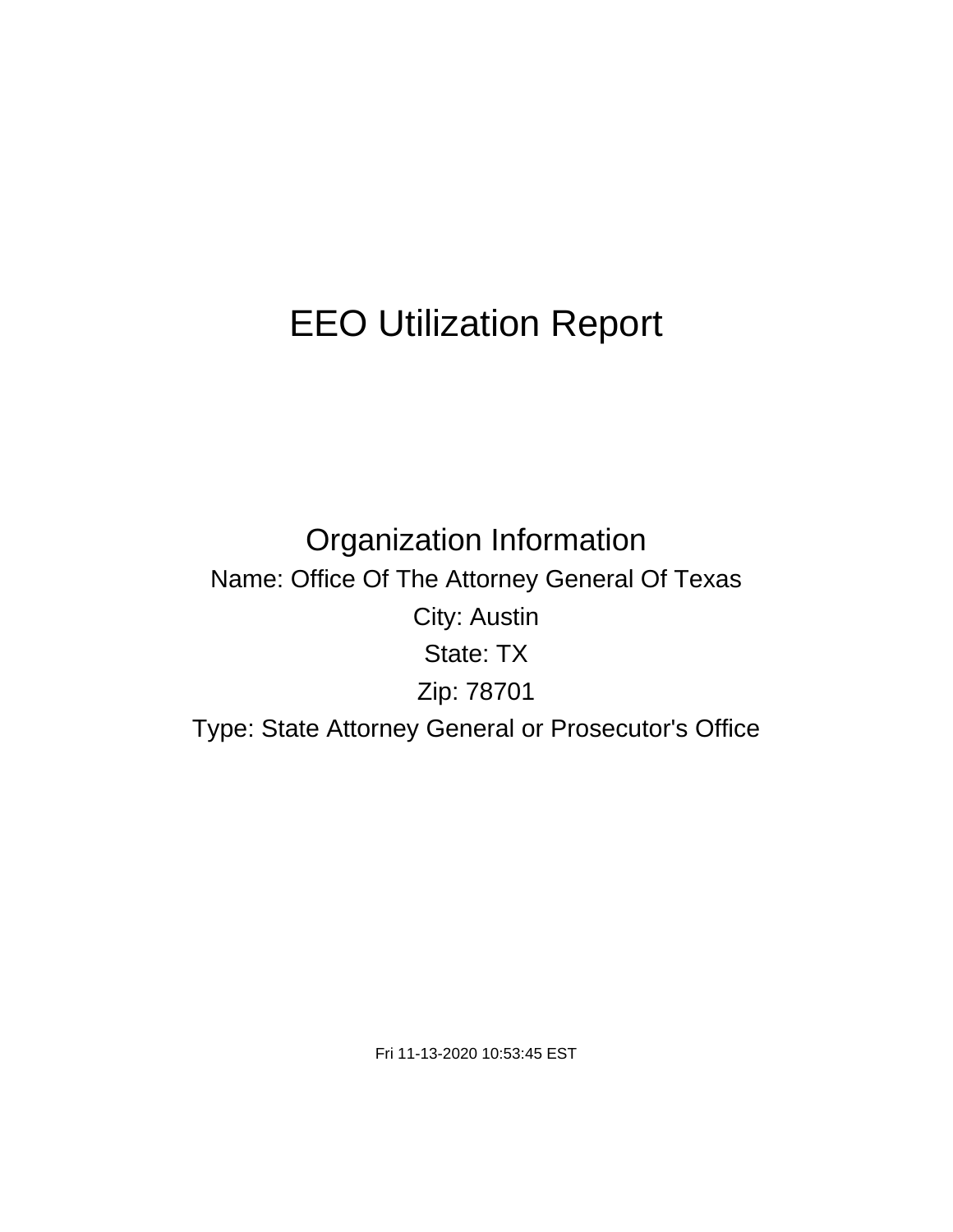# EEO Utilization Report

## Organization Information

Name: Office Of The Attorney General Of Texas

City: Austin

State: TX

Zip: 78701

Type: State Attorney General or Prosecutor's Office

Fri 11-13-2020 10:53:45 EST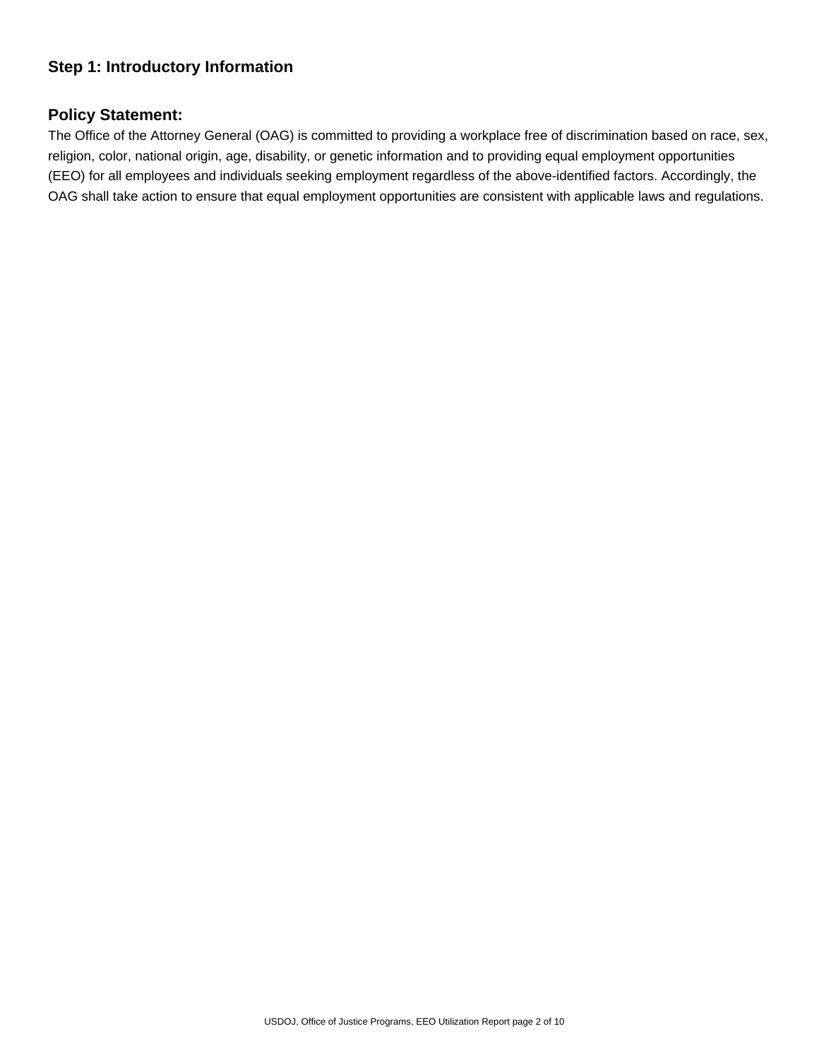## Step 1: Introductory Information

### Policy Statement:

The Office of the Attorney General (OAG) is committed to providing a workplace free of discrimination based on race, sex, religion, color, national origin, age, disability, or genetic information and to providing equal employment opportunities (EEO) for all employees and individuals seeking employment regardless of the above-identified factors. Accordingly, the OAG shall take action to ensure that equal employment opportunities are consistent with applicable laws and regulations.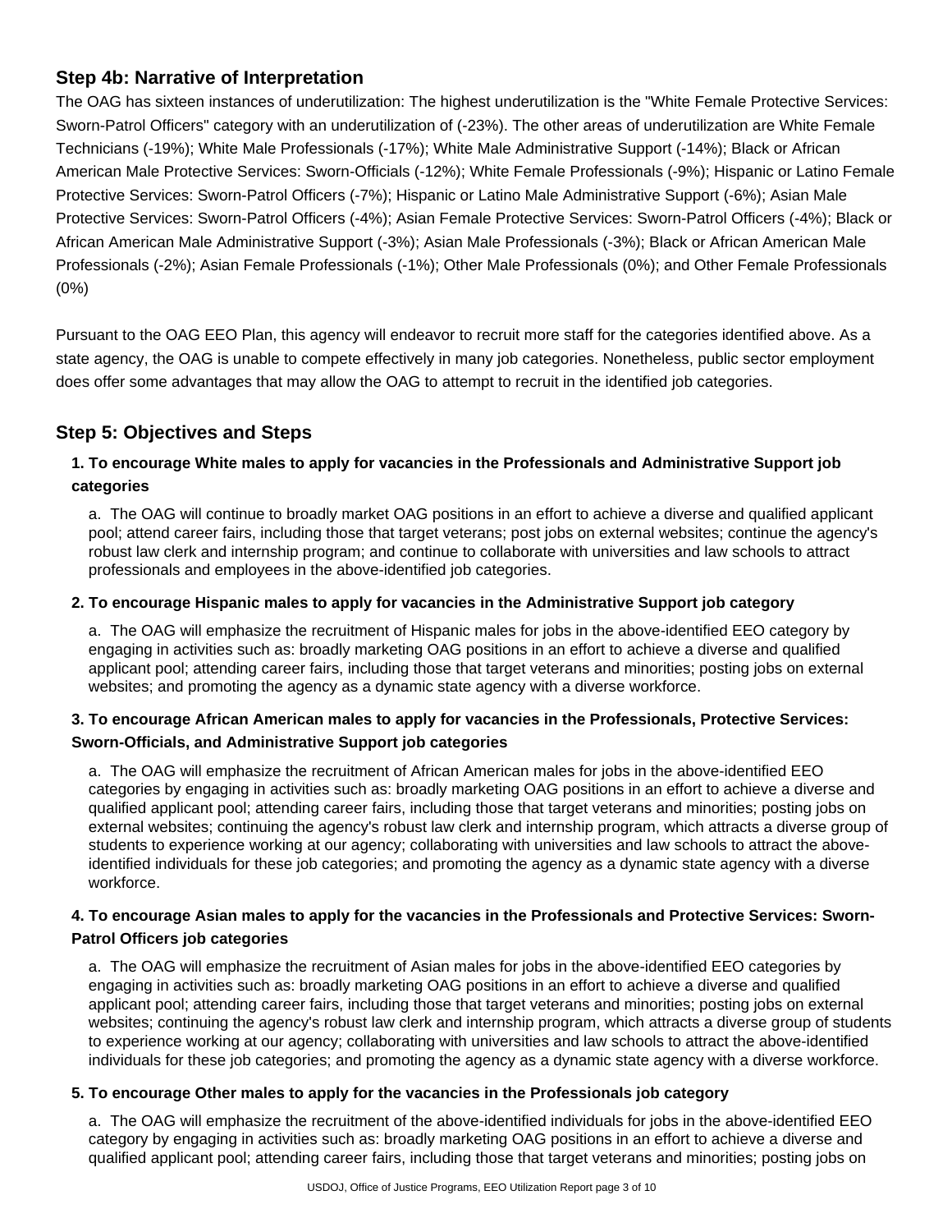## Step 4b: Narrative of Interpretation

The OAG has sixteen instances of underutilization: The highest underutilization is the "White Female Protective Services: Sworn-Patrol Officers" category with an underutilization of (-23%). The other areas of underutilization are White Female Technicians (-19%); White Male Professionals (-17%); White Male Administrative Support (-14%); Black or African American Male Protective Services: Sworn-Officials (-12%); White Female Professionals (-9%); Hispanic or Latino Female Protective Services: Sworn-Patrol Officers (-7%); Hispanic or Latino Male Administrative Support (-6%); Asian Male Protective Services: Sworn-Patrol Officers (-4%); Asian Female Protective Services: Sworn-Patrol Officers (-4%); Black or African American Male Administrative Support (-3%); Asian Male Professionals (-3%); Black or African American Male Professionals (-2%); Asian Female Professionals (-1%); Other Male Professionals (0%); and Other Female Professionals (0%)

Pursuant to the OAG EEO Plan, this agency will endeavor to recruit more staff for the categories identified above. As a state agency, the OAG is unable to compete effectively in many job categories. Nonetheless, public sector employment does offer some advantages that may allow the OAG to attempt to recruit in the identified job categories.

## Step 5: Objectives and Steps

### 1. To encourage White males to apply for vacancies in the Professionals and Administrative Support job categories

a. The OAG will continue to broadly market OAG positions in an effort to achieve a diverse and qualified applicant pool; attend career fairs, including those that target veterans; post jobs on external websites; continue the agency's robust law clerk and internship program; and continue to collaborate with universities and law schools to attract professionals and employees in the above-identified job categories.

### 2. To encourage Hispanic males to apply for vacancies in the Administrative Support job category

a. The OAG will emphasize the recruitment of Hispanic males for jobs in the above-identified EEO category by engaging in activities such as: broadly marketing OAG positions in an effort to achieve a diverse and qualified applicant pool; attending career fairs, including those that target veterans and minorities; posting jobs on external websites; and promoting the agency as a dynamic state agency with a diverse workforce.

### 3. To encourage African American males to apply for vacancies in the Professionals, Protective Services: Sworn-Officials, and Administrative Support job categories

a. The OAG will emphasize the recruitment of African American males for jobs in the above-identified EEO categories by engaging in activities such as: broadly marketing OAG positions in an effort to achieve a diverse and qualified applicant pool; attending career fairs, including those that target veterans and minorities; posting jobs on external websites; continuing the agency's robust law clerk and internship program, which attracts a diverse group of students to experience working at our agency; collaborating with universities and law schools to attract the above-identified individuals for these job categories; and promoting the agency as a dynamic state agency with a diverse workforce.

### 4. To encourage Asian males to apply for the vacancies in the Professionals and Protective Services: Sworn-Patrol Officers job categories

a. The OAG will emphasize the recruitment of Asian males for jobs in the above-identified EEO categories by engaging in activities such as: broadly marketing OAG positions in an effort to achieve a diverse and qualified applicant pool; attending career fairs, including those that target veterans and minorities; posting jobs on external websites; continuing the agency's robust law clerk and internship program, which attracts a diverse group of students to experience working at our agency; collaborating with universities and law schools to attract the above-identified individuals for these job categories; and promoting the agency as a dynamic state agency with a diverse workforce.

### 5. To encourage Other males to apply for the vacancies in the Professionals job category

a. The OAG will emphasize the recruitment of the above-identified individuals for jobs in the above-identified EEO category by engaging in activities such as: broadly marketing OAG positions in an effort to achieve a diverse and qualified applicant pool; attending career fairs, including those that target veterans and minorities; posting jobs on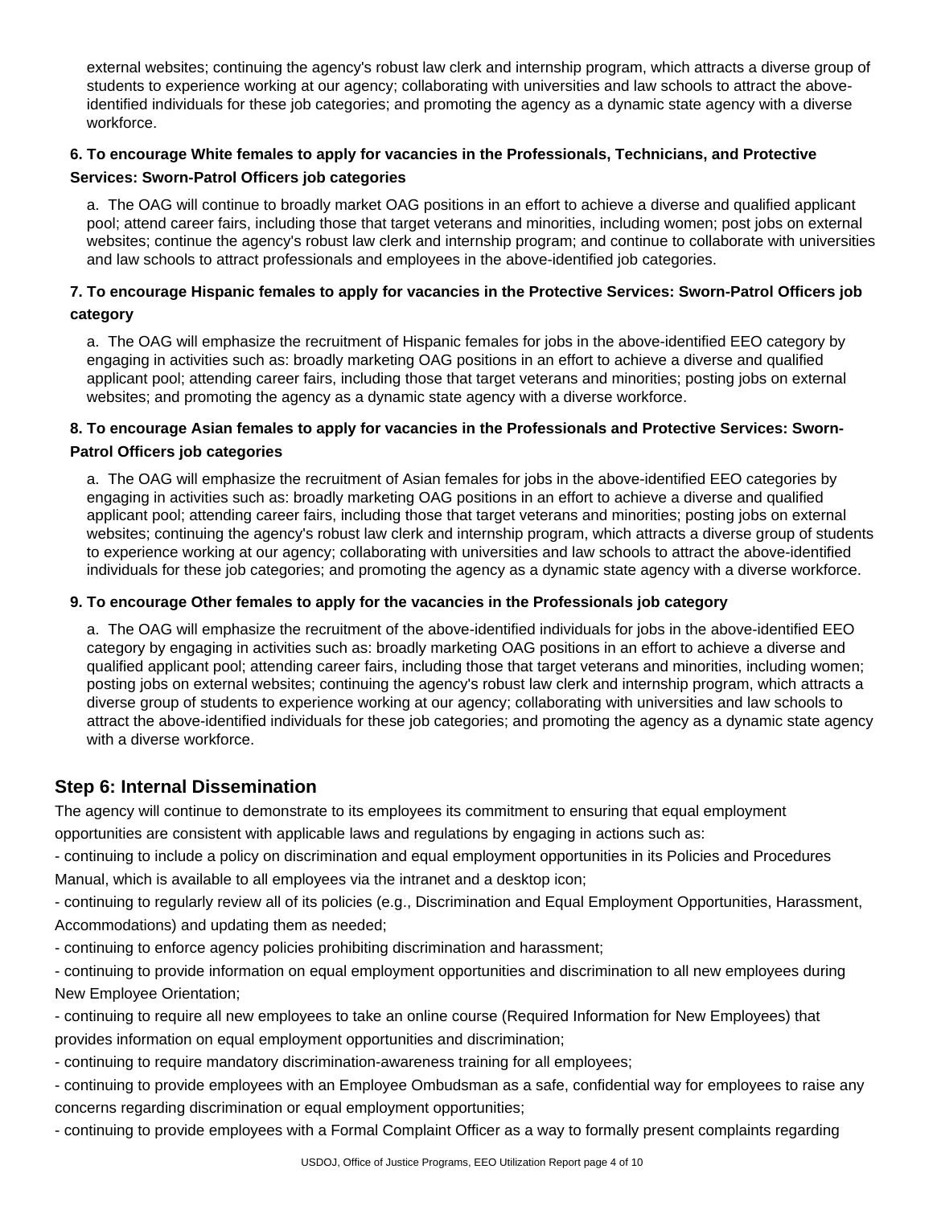external websites; continuing the agency's robust law clerk and internship program, which attracts a diverse group of students to experience working at our agency; collaborating with universities and law schools to attract the above-identified individuals for these job categories; and promoting the agency as a dynamic state agency with a diverse workforce.

**6. To encourage White females to apply for vacancies in the Professionals, Technicians, and Protective Services: Sworn-Patrol Officers job categories**

a. The OAG will continue to broadly market OAG positions in an effort to achieve a diverse and qualified applicant pool; attend career fairs, including those that target veterans and minorities, including women; post jobs on external websites; continue the agency's robust law clerk and internship program; and continue to collaborate with universities and law schools to attract professionals and employees in the above-identified job categories.

**7. To encourage Hispanic females to apply for vacancies in the Protective Services: Sworn-Patrol Officers job category**

a. The OAG will emphasize the recruitment of Hispanic females for jobs in the above-identified EEO category by engaging in activities such as: broadly marketing OAG positions in an effort to achieve a diverse and qualified applicant pool; attending career fairs, including those that target veterans and minorities; posting jobs on external websites; and promoting the agency as a dynamic state agency with a diverse workforce.

**8. To encourage Asian females to apply for vacancies in the Professionals and Protective Services: Sworn-Patrol Officers job categories**

a. The OAG will emphasize the recruitment of Asian females for jobs in the above-identified EEO categories by engaging in activities such as: broadly marketing OAG positions in an effort to achieve a diverse and qualified applicant pool; attending career fairs, including those that target veterans and minorities; posting jobs on external websites; continuing the agency's robust law clerk and internship program, which attracts a diverse group of students to experience working at our agency; collaborating with universities and law schools to attract the above-identified individuals for these job categories; and promoting the agency as a dynamic state agency with a diverse workforce.

**9. To encourage Other females to apply for the vacancies in the Professionals job category**

a. The OAG will emphasize the recruitment of the above-identified individuals for jobs in the above-identified EEO category by engaging in activities such as: broadly marketing OAG positions in an effort to achieve a diverse and qualified applicant pool; attending career fairs, including those that target veterans and minorities, including women; posting jobs on external websites; continuing the agency's robust law clerk and internship program, which attracts a diverse group of students to experience working at our agency; collaborating with universities and law schools to attract the above-identified individuals for these job categories; and promoting the agency as a dynamic state agency with a diverse workforce.

## Step 6: Internal Dissemination

The agency will continue to demonstrate to its employees its commitment to ensuring that equal employment opportunities are consistent with applicable laws and regulations by engaging in actions such as:

- continuing to include a policy on discrimination and equal employment opportunities in its Policies and Procedures Manual, which is available to all employees via the intranet and a desktop icon;
- continuing to regularly review all of its policies (e.g., Discrimination and Equal Employment Opportunities, Harassment, Accommodations) and updating them as needed;
- continuing to enforce agency policies prohibiting discrimination and harassment;
- continuing to provide information on equal employment opportunities and discrimination to all new employees during New Employee Orientation;
- continuing to require all new employees to take an online course (Required Information for New Employees) that provides information on equal employment opportunities and discrimination;
- continuing to require mandatory discrimination-awareness training for all employees;
- continuing to provide employees with an Employee Ombudsman as a safe, confidential way for employees to raise any concerns regarding discrimination or equal employment opportunities;
- continuing to provide employees with a Formal Complaint Officer as a way to formally present complaints regarding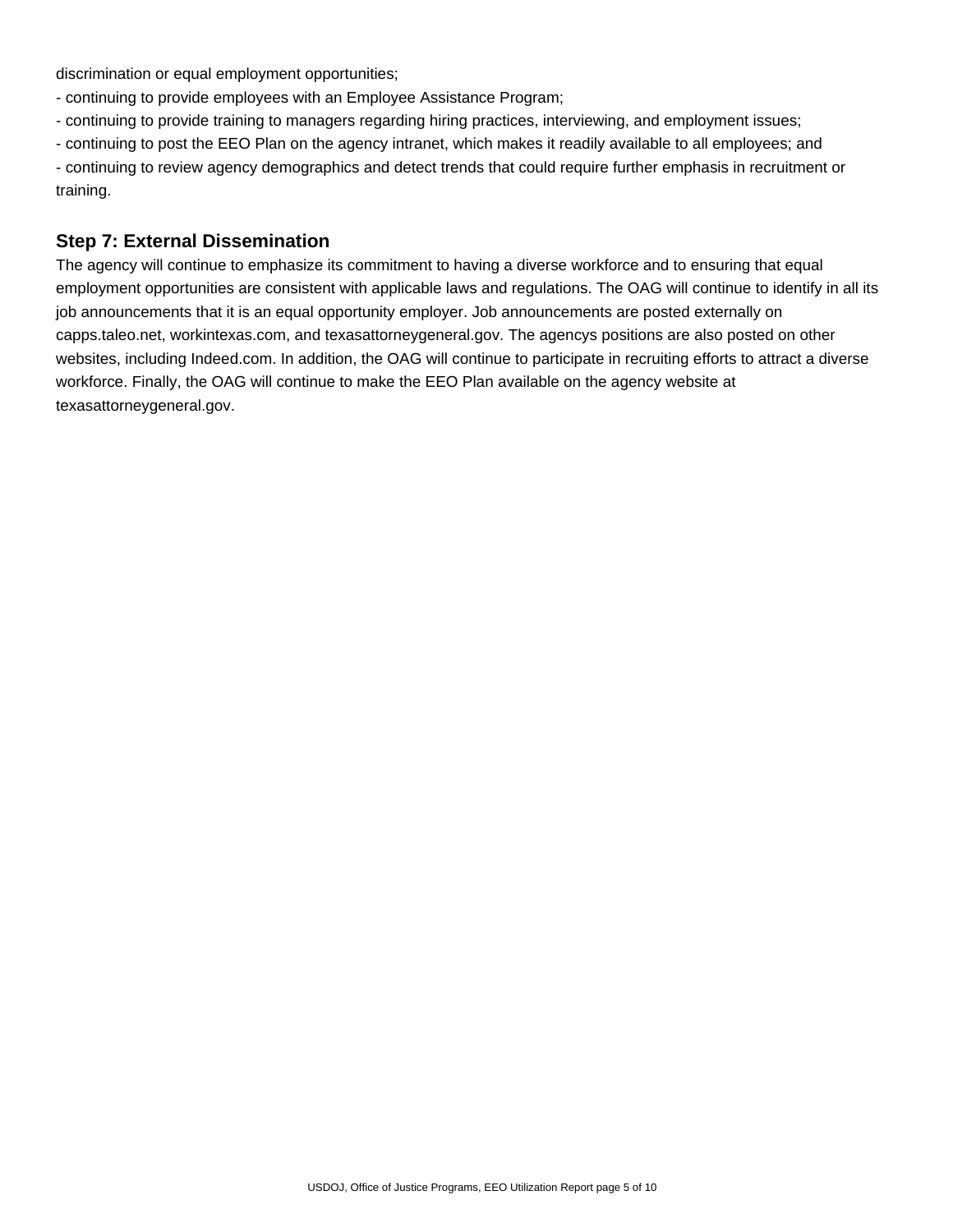discrimination or equal employment opportunities;

- continuing to provide employees with an Employee Assistance Program;
- continuing to provide training to managers regarding hiring practices, interviewing, and employment issues;
- continuing to post the EEO Plan on the agency intranet, which makes it readily available to all employees; and
- continuing to review agency demographics and detect trends that could require further emphasis in recruitment or training.

## Step 7: External Dissemination

The agency will continue to emphasize its commitment to having a diverse workforce and to ensuring that equal employment opportunities are consistent with applicable laws and regulations. The OAG will continue to identify in all its job announcements that it is an equal opportunity employer. Job announcements are posted externally on capps.taleo.net, workintexas.com, and texasattorneygeneral.gov. The agencys positions are also posted on other websites, including Indeed.com. In addition, the OAG will continue to participate in recruiting efforts to attract a diverse workforce. Finally, the OAG will continue to make the EEO Plan available on the agency website at texasattorneygeneral.gov.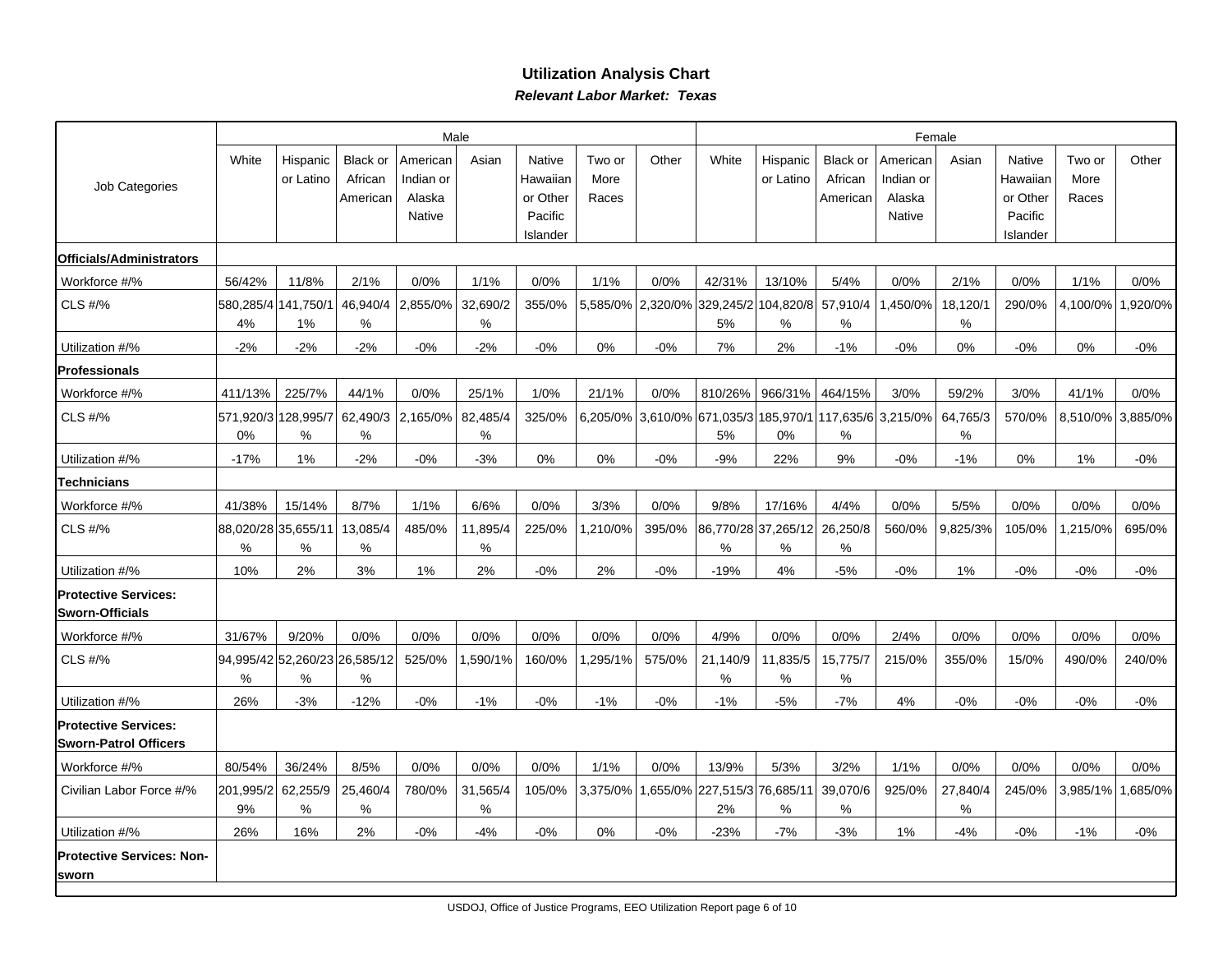## Utilization Analysis Chart

***Relevant Labor Market: Texas***

| Job Categories | Male | | | | | | | | Female | | | | | | | |
|---|---|---|---|---|---|---|---|---|---|---|---|---|---|---|---|---|
| | White | Hispanic or Latino | Black or African American | American Indian or Alaska Native | Asian | Native Hawaiian or Other Pacific Islander | Two or More Races | Other | White | Hispanic or Latino | Black or African American | American Indian or Alaska Native | Asian | Native Hawaiian or Other Pacific Islander | Two or More Races | Other |
| **Officials/Administrators** | | | | | | | | | | | | | | | | |
| Workforce #/% | 56/42% | 11/8% | 2/1% | 0/0% | 1/1% | 0/0% | 1/1% | 0/0% | 42/31% | 13/10% | 5/4% | 0/0% | 2/1% | 0/0% | 1/1% | 0/0% |
| CLS #/% | 580,285/44% | 141,750/11% | 46,940/4% | 2,855/0% | 32,690/2% | 355/0% | 5,585/0% | 2,320/0% | 329,245/25% | 104,820/8% | 57,910/4% | 1,450/0% | 18,120/1% | 290/0% | 4,100/0% | 1,920/0% |
| Utilization #/% | -2% | -2% | -2% | -0% | -2% | -0% | 0% | -0% | 7% | 2% | -1% | -0% | 0% | -0% | 0% | -0% |
| **Professionals** | | | | | | | | | | | | | | | | |
| Workforce #/% | 411/13% | 225/7% | 44/1% | 0/0% | 25/1% | 1/0% | 21/1% | 0/0% | 810/26% | 966/31% | 464/15% | 3/0% | 59/2% | 3/0% | 41/1% | 0/0% |
| CLS #/% | 571,920/30% | 128,995/7% | 62,490/3% | 2,165/0% | 82,485/4% | 325/0% | 6,205/0% | 3,610/0% | 671,035/35% | 185,970/10% | 117,635/6% | 3,215/0% | 64,765/3% | 570/0% | 8,510/0% | 3,885/0% |
| Utilization #/% | -17% | 1% | -2% | -0% | -3% | 0% | 0% | -0% | -9% | 22% | 9% | -0% | -1% | 0% | 1% | -0% |
| **Technicians** | | | | | | | | | | | | | | | | |
| Workforce #/% | 41/38% | 15/14% | 8/7% | 1/1% | 6/6% | 0/0% | 3/3% | 0/0% | 9/8% | 17/16% | 4/4% | 0/0% | 5/5% | 0/0% | 0/0% | 0/0% |
| CLS #/% | 88,020/28% | 35,655/11% | 13,085/4% | 485/0% | 11,895/4% | 225/0% | 1,210/0% | 395/0% | 86,770/28% | 37,265/12% | 26,250/8% | 560/0% | 9,825/3% | 105/0% | 1,215/0% | 695/0% |
| Utilization #/% | 10% | 2% | 3% | 1% | 2% | -0% | 2% | -0% | -19% | 4% | -5% | -0% | 1% | -0% | -0% | -0% |
| **Protective Services: Sworn-Officials** | | | | | | | | | | | | | | | | |
| Workforce #/% | 31/67% | 9/20% | 0/0% | 0/0% | 0/0% | 0/0% | 0/0% | 0/0% | 4/9% | 0/0% | 0/0% | 2/4% | 0/0% | 0/0% | 0/0% | 0/0% |
| CLS #/% | 94,995/42% | 52,260/23% | 26,585/12% | 525/0% | 1,590/1% | 160/0% | 1,295/1% | 575/0% | 21,140/9% | 11,835/5% | 15,775/7% | 215/0% | 355/0% | 15/0% | 490/0% | 240/0% |
| Utilization #/% | 26% | -3% | -12% | -0% | -1% | -0% | -1% | -0% | -1% | -5% | -7% | 4% | -0% | -0% | -0% | -0% |
| **Protective Services: Sworn-Patrol Officers** | | | | | | | | | | | | | | | | |
| Workforce #/% | 80/54% | 36/24% | 8/5% | 0/0% | 0/0% | 0/0% | 1/1% | 0/0% | 13/9% | 5/3% | 3/2% | 1/1% | 0/0% | 0/0% | 0/0% | 0/0% |
| Civilian Labor Force #/% | 201,995/29% | 62,255/9% | 25,460/4% | 780/0% | 31,565/4% | 105/0% | 3,375/0% | 1,655/0% | 227,515/32% | 76,685/11% | 39,070/6% | 925/0% | 27,840/4% | 245/0% | 3,985/1% | 1,685/0% |
| Utilization #/% | 26% | 16% | 2% | -0% | -4% | -0% | 0% | -0% | -23% | -7% | -3% | 1% | -4% | -0% | -1% | -0% |
| **Protective Services: Non-sworn** | | | | | | | | | | | | | | | | |

USDOJ, Office of Justice Programs, EEO Utilization Report page 6 of 10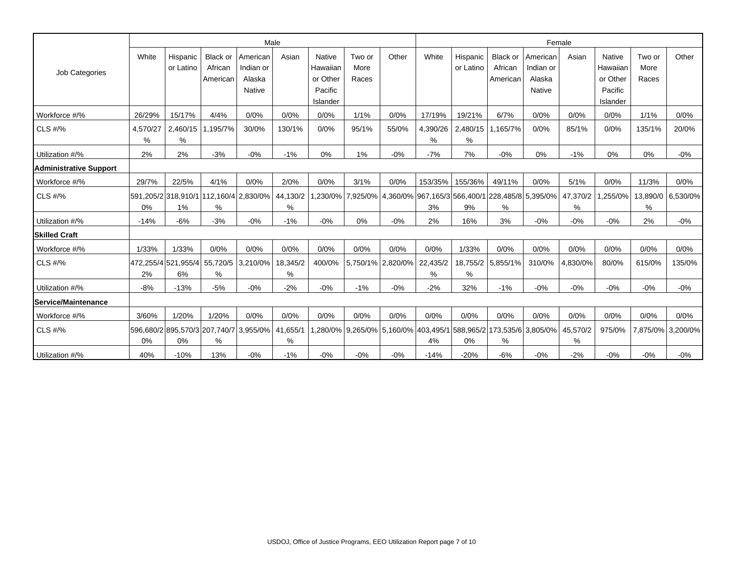| Job Categories | Male | | | | | | | | Female | | | | | | | |
|---|---|---|---|---|---|---|---|---|---|---|---|---|---|---|---|---|
| | White | Hispanic or Latino | Black or African American | American Indian or Alaska Native | Asian | Native Hawaiian or Other Pacific Islander | Two or More Races | Other | White | Hispanic or Latino | Black or African American | American Indian or Alaska Native | Asian | Native Hawaiian or Other Pacific Islander | Two or More Races | Other |
| Workforce #/% | 26/29% | 15/17% | 4/4% | 0/0% | 0/0% | 0/0% | 1/1% | 0/0% | 17/19% | 19/21% | 6/7% | 0/0% | 0/0% | 0/0% | 1/1% | 0/0% |
| CLS #/% | 4,570/27% | 2,460/15% | 1,195/7% | 30/0% | 130/1% | 0/0% | 95/1% | 55/0% | 4,390/26% | 2,480/15% | 1,165/7% | 0/0% | 85/1% | 0/0% | 135/1% | 20/0% |
| Utilization #/% | 2% | 2% | -3% | -0% | -1% | 0% | 1% | -0% | -7% | 7% | -0% | 0% | -1% | 0% | 0% | -0% |
| **Administrative Support** | | | | | | | | | | | | | | | | |
| Workforce #/% | 29/7% | 22/5% | 4/1% | 0/0% | 2/0% | 0/0% | 3/1% | 0/0% | 153/35% | 155/36% | 49/11% | 0/0% | 5/1% | 0/0% | 11/3% | 0/0% |
| CLS #/% | 591,205/20% | 318,910/11% | 112,160/4% | 2,830/0% | 44,130/2% | 1,230/0% | 7,925/0% | 4,360/0% | 967,165/33% | 566,400/19% | 228,485/8% | 5,395/0% | 47,370/2% | 1,255/0% | 13,890/0% | 6,530/0% |
| Utilization #/% | -14% | -6% | -3% | -0% | -1% | -0% | 0% | -0% | 2% | 16% | 3% | -0% | -0% | -0% | 2% | -0% |
| **Skilled Craft** | | | | | | | | | | | | | | | | |
| Workforce #/% | 1/33% | 1/33% | 0/0% | 0/0% | 0/0% | 0/0% | 0/0% | 0/0% | 0/0% | 1/33% | 0/0% | 0/0% | 0/0% | 0/0% | 0/0% | 0/0% |
| CLS #/% | 472,255/42% | 521,955/46% | 55,720/5% | 3,210/0% | 18,345/2% | 400/0% | 5,750/1% | 2,820/0% | 22,435/2% | 18,755/2% | 5,855/1% | 310/0% | 4,830/0% | 80/0% | 615/0% | 135/0% |
| Utilization #/% | -8% | -13% | -5% | -0% | -2% | -0% | -1% | -0% | -2% | 32% | -1% | -0% | -0% | -0% | -0% | -0% |
| **Service/Maintenance** | | | | | | | | | | | | | | | | |
| Workforce #/% | 3/60% | 1/20% | 1/20% | 0/0% | 0/0% | 0/0% | 0/0% | 0/0% | 0/0% | 0/0% | 0/0% | 0/0% | 0/0% | 0/0% | 0/0% | 0/0% |
| CLS #/% | 596,680/20% | 895,570/30% | 207,740/7% | 3,955/0% | 41,655/1% | 1,280/0% | 9,265/0% | 5,160/0% | 403,495/14% | 588,965/20% | 173,535/6% | 3,805/0% | 45,570/2% | 975/0% | 7,875/0% | 3,200/0% |
| Utilization #/% | 40% | -10% | 13% | -0% | -1% | -0% | -0% | -0% | -14% | -20% | -6% | -0% | -2% | -0% | -0% | -0% |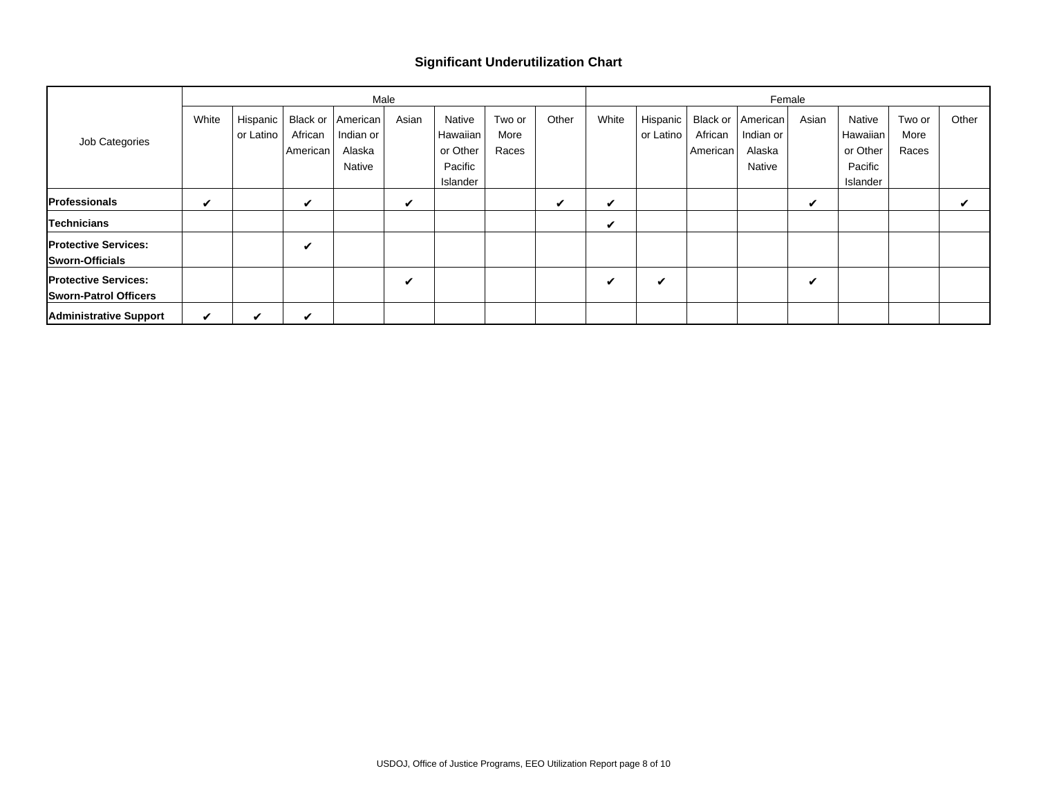## Significant Underutilization Chart

| Job Categories | Male | | | | | | | | Female | | | | | | | |
|---|---|---|---|---|---|---|---|---|---|---|---|---|---|---|---|---|
| | White | Hispanic or Latino | Black or African American | American Indian or Alaska Native | Asian | Native Hawaiian or Other Pacific Islander | Two or More Races | Other | White | Hispanic or Latino | Black or African American | American Indian or Alaska Native | Asian | Native Hawaiian or Other Pacific Islander | Two or More Races | Other |
| **Professionals** | ✔ | | ✔ | | ✔ | | | ✔ | ✔ | | | | ✔ | | | ✔ |
| **Technicians** | | | | | | | | | ✔ | | | | | | | |
| **Protective Services: Sworn-Officials** | | | ✔ | | | | | | | | | | | | | |
| **Protective Services: Sworn-Patrol Officers** | | | | | ✔ | | | | ✔ | ✔ | | | ✔ | | | |
| **Administrative Support** | ✔ | ✔ | ✔ | | | | | | | | | | | | | |

USDOJ, Office of Justice Programs, EEO Utilization Report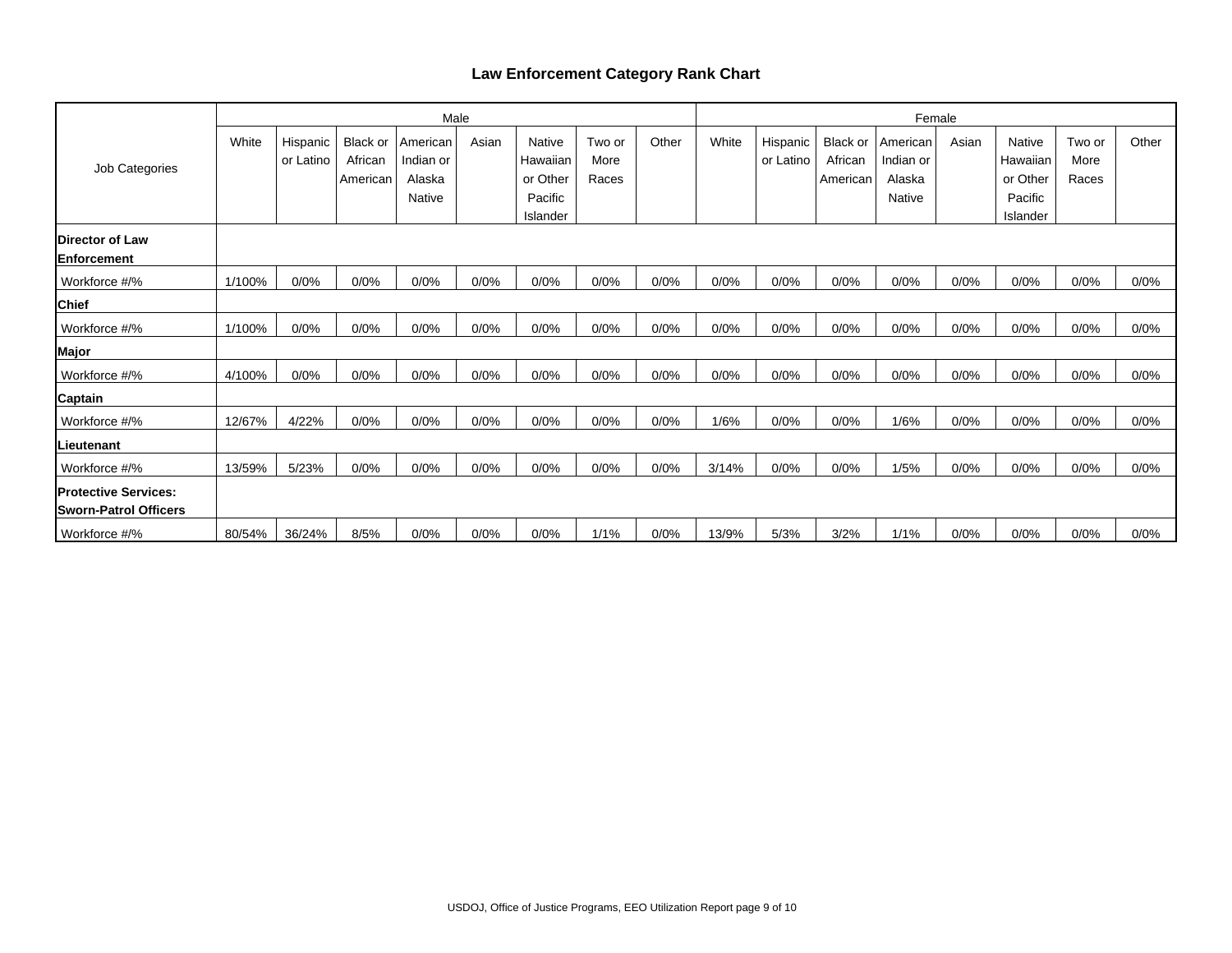# Law Enforcement Category Rank Chart

| Job Categories | Male | | | | | | | | Female | | | | | | | |
|---|---|---|---|---|---|---|---|---|---|---|---|---|---|---|---|---|
| | White | Hispanic or Latino | Black or African American | American Indian or Alaska Native | Asian | Native Hawaiian or Other Pacific Islander | Two or More Races | Other | White | Hispanic or Latino | Black or African American | American Indian or Alaska Native | Asian | Native Hawaiian or Other Pacific Islander | Two or More Races | Other |
| **Director of Law Enforcement** | | | | | | | | | | | | | | | | |
| Workforce #/% | 1/100% | 0/0% | 0/0% | 0/0% | 0/0% | 0/0% | 0/0% | 0/0% | 0/0% | 0/0% | 0/0% | 0/0% | 0/0% | 0/0% | 0/0% | 0/0% |
| **Chief** | | | | | | | | | | | | | | | | |
| Workforce #/% | 1/100% | 0/0% | 0/0% | 0/0% | 0/0% | 0/0% | 0/0% | 0/0% | 0/0% | 0/0% | 0/0% | 0/0% | 0/0% | 0/0% | 0/0% | 0/0% |
| **Major** | | | | | | | | | | | | | | | | |
| Workforce #/% | 4/100% | 0/0% | 0/0% | 0/0% | 0/0% | 0/0% | 0/0% | 0/0% | 0/0% | 0/0% | 0/0% | 0/0% | 0/0% | 0/0% | 0/0% | 0/0% |
| **Captain** | | | | | | | | | | | | | | | | |
| Workforce #/% | 12/67% | 4/22% | 0/0% | 0/0% | 0/0% | 0/0% | 0/0% | 0/0% | 1/6% | 0/0% | 0/0% | 1/6% | 0/0% | 0/0% | 0/0% | 0/0% |
| **Lieutenant** | | | | | | | | | | | | | | | | |
| Workforce #/% | 13/59% | 5/23% | 0/0% | 0/0% | 0/0% | 0/0% | 0/0% | 0/0% | 3/14% | 0/0% | 0/0% | 1/5% | 0/0% | 0/0% | 0/0% | 0/0% |
| **Protective Services: Sworn-Patrol Officers** | | | | | | | | | | | | | | | | |
| Workforce #/% | 80/54% | 36/24% | 8/5% | 0/0% | 0/0% | 0/0% | 1/1% | 0/0% | 13/9% | 5/3% | 3/2% | 1/1% | 0/0% | 0/0% | 0/0% | 0/0% |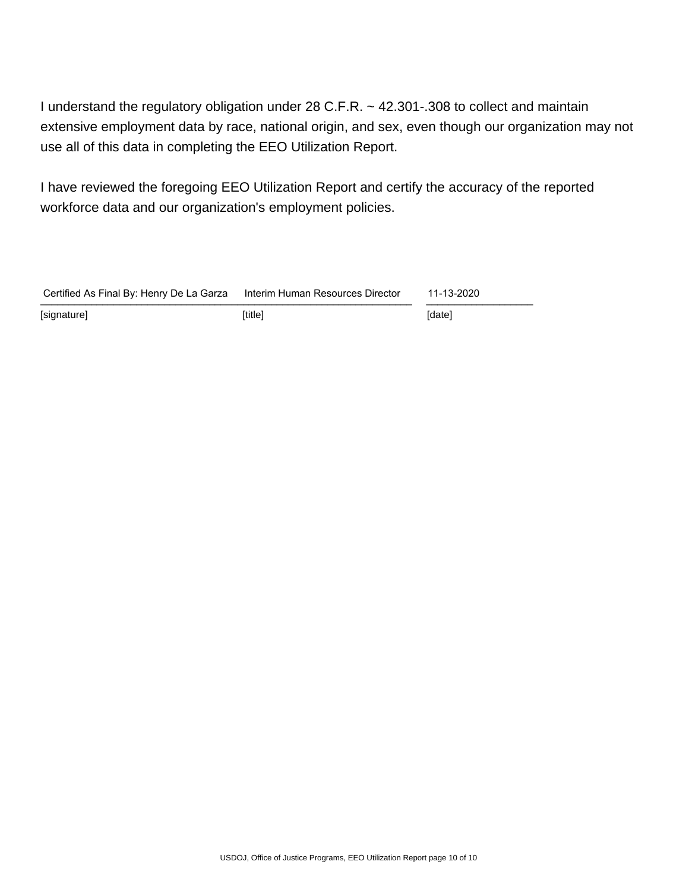I understand the regulatory obligation under 28 C.F.R. ~ 42.301-.308 to collect and maintain extensive employment data by race, national origin, and sex, even though our organization may not use all of this data in completing the EEO Utilization Report.

I have reviewed the foregoing EEO Utilization Report and certify the accuracy of the reported workforce data and our organization's employment policies.

| | | |
|---|---|---|
| Certified As Final By: Henry De La Garza | Interim Human Resources Director | 11-13-2020 |
| [signature] | [title] | [date] |